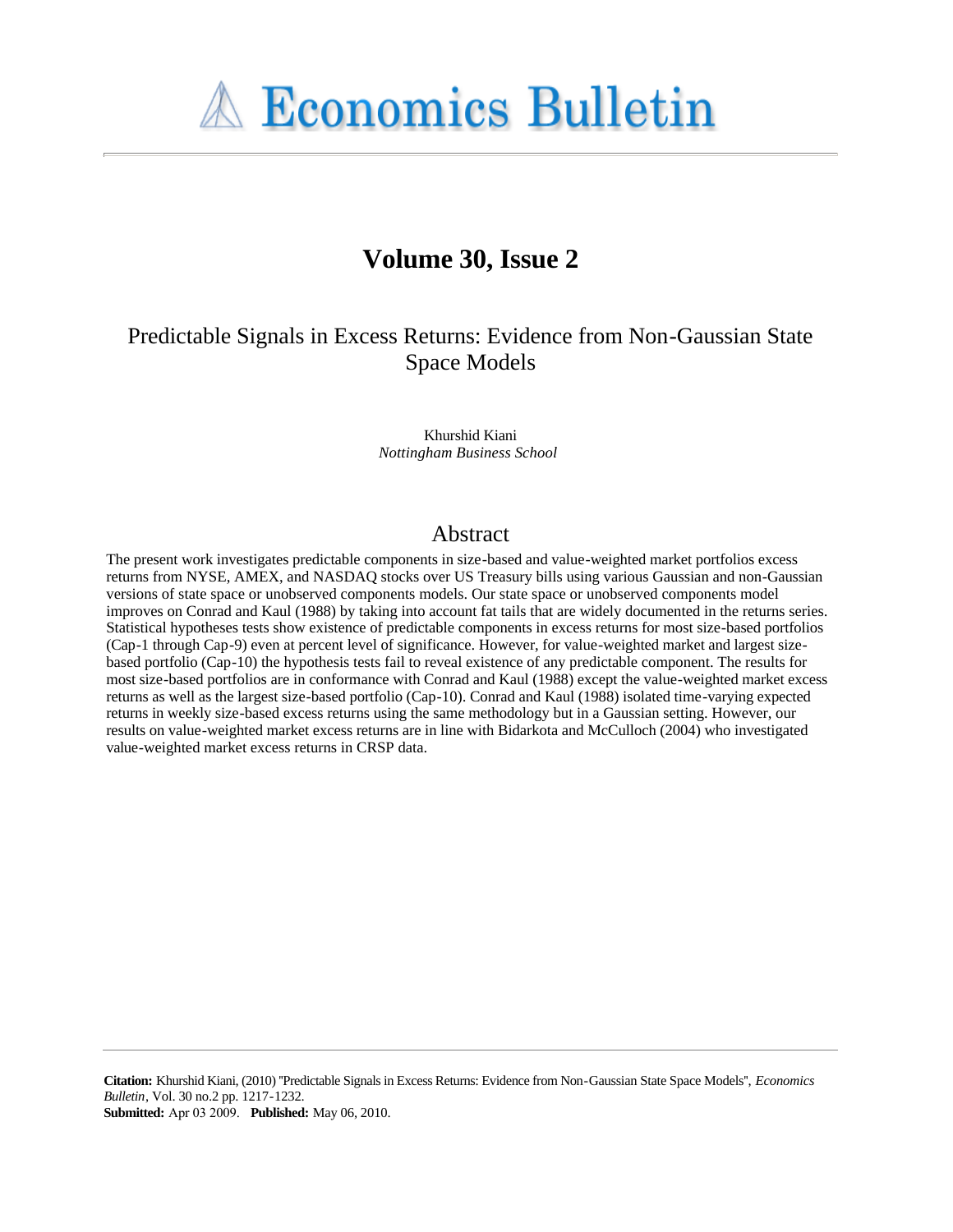# Economics Bulletin

## Volume 30, Issue 2

## Predictable Signals in Excess Returns: Evidence from Non-Gaussian State Space Models

Khurshid Kiani
*Nottingham Business School*

## Abstract

The present work investigates predictable components in size-based and value-weighted market portfolios excess returns from NYSE, AMEX, and NASDAQ stocks over US Treasury bills using various Gaussian and non-Gaussian versions of state space or unobserved components models. Our state space or unobserved components model improves on Conrad and Kaul (1988) by taking into account fat tails that are widely documented in the returns series. Statistical hypotheses tests show existence of predictable components in excess returns for most size-based portfolios (Cap-1 through Cap-9) even at percent level of significance. However, for value-weighted market and largest size-based portfolio (Cap-10) the hypothesis tests fail to reveal existence of any predictable component. The results for most size-based portfolios are in conformance with Conrad and Kaul (1988) except the value-weighted market excess returns as well as the largest size-based portfolio (Cap-10). Conrad and Kaul (1988) isolated time-varying expected returns in weekly size-based excess returns using the same methodology but in a Gaussian setting. However, our results on value-weighted market excess returns are in line with Bidarkota and McCulloch (2004) who investigated value-weighted market excess returns in CRSP data.

**Citation:** Khurshid Kiani, (2010) ''Predictable Signals in Excess Returns: Evidence from Non-Gaussian State Space Models'', *Economics Bulletin*, Vol. 30 no.2 pp. 1217-1232.
**Submitted:** Apr 03 2009. **Published:** May 06, 2010.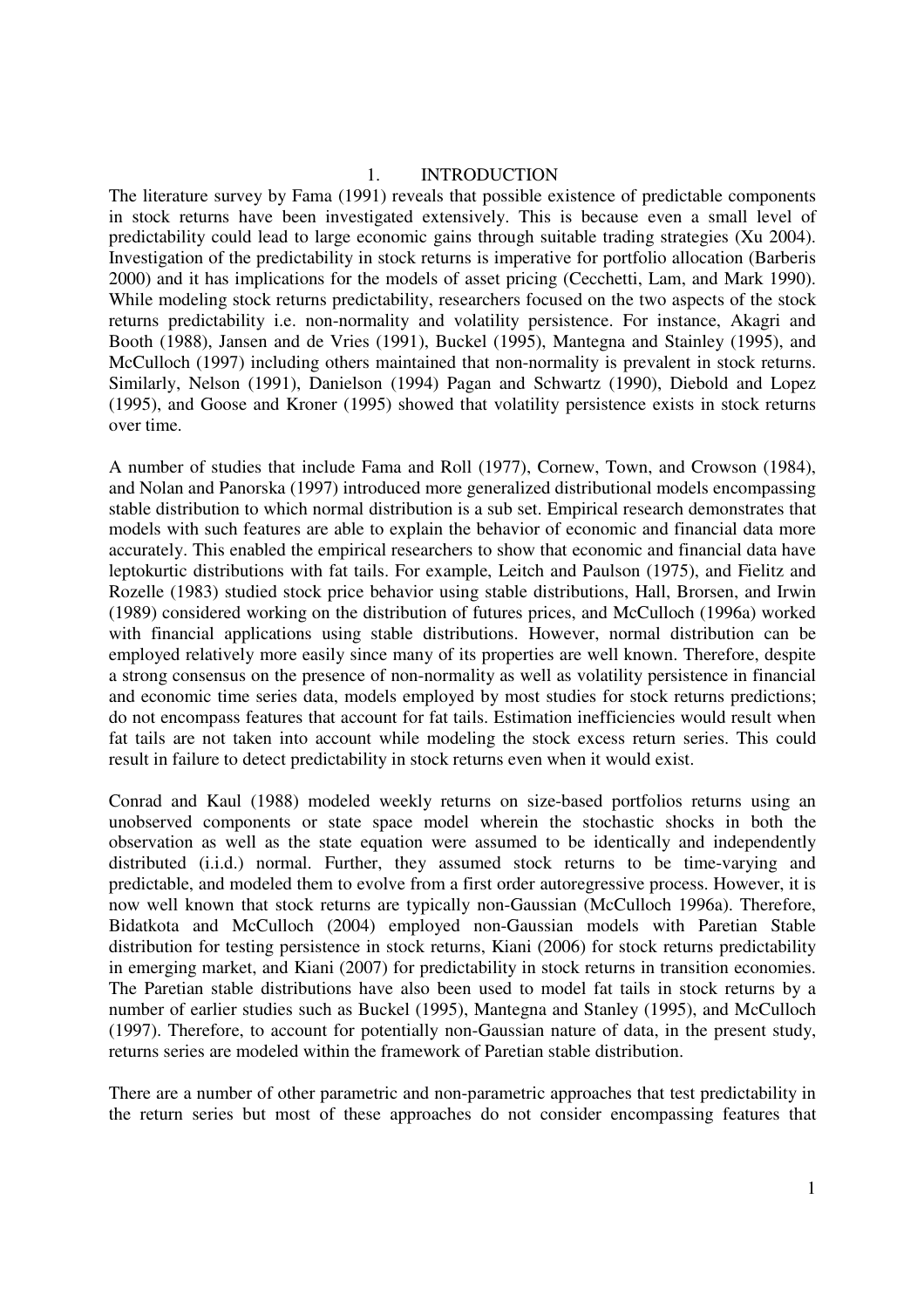# 1. INTRODUCTION

The literature survey by Fama (1991) reveals that possible existence of predictable components in stock returns have been investigated extensively. This is because even a small level of predictability could lead to large economic gains through suitable trading strategies (Xu 2004). Investigation of the predictability in stock returns is imperative for portfolio allocation (Barberis 2000) and it has implications for the models of asset pricing (Cecchetti, Lam, and Mark 1990). While modeling stock returns predictability, researchers focused on the two aspects of the stock returns predictability i.e. non-normality and volatility persistence. For instance, Akagri and Booth (1988), Jansen and de Vries (1991), Buckel (1995), Mantegna and Stainley (1995), and McCulloch (1997) including others maintained that non-normality is prevalent in stock returns. Similarly, Nelson (1991), Danielson (1994) Pagan and Schwartz (1990), Diebold and Lopez (1995), and Goose and Kroner (1995) showed that volatility persistence exists in stock returns over time.

A number of studies that include Fama and Roll (1977), Cornew, Town, and Crowson (1984), and Nolan and Panorska (1997) introduced more generalized distributional models encompassing stable distribution to which normal distribution is a sub set. Empirical research demonstrates that models with such features are able to explain the behavior of economic and financial data more accurately. This enabled the empirical researchers to show that economic and financial data have leptokurtic distributions with fat tails. For example, Leitch and Paulson (1975), and Fielitz and Rozelle (1983) studied stock price behavior using stable distributions, Hall, Brorsen, and Irwin (1989) considered working on the distribution of futures prices, and McCulloch (1996a) worked with financial applications using stable distributions. However, normal distribution can be employed relatively more easily since many of its properties are well known. Therefore, despite a strong consensus on the presence of non-normality as well as volatility persistence in financial and economic time series data, models employed by most studies for stock returns predictions; do not encompass features that account for fat tails. Estimation inefficiencies would result when fat tails are not taken into account while modeling the stock excess return series. This could result in failure to detect predictability in stock returns even when it would exist.

Conrad and Kaul (1988) modeled weekly returns on size-based portfolios returns using an unobserved components or state space model wherein the stochastic shocks in both the observation as well as the state equation were assumed to be identically and independently distributed (i.i.d.) normal. Further, they assumed stock returns to be time-varying and predictable, and modeled them to evolve from a first order autoregressive process. However, it is now well known that stock returns are typically non-Gaussian (McCulloch 1996a). Therefore, Bidatkota and McCulloch (2004) employed non-Gaussian models with Paretian Stable distribution for testing persistence in stock returns, Kiani (2006) for stock returns predictability in emerging market, and Kiani (2007) for predictability in stock returns in transition economies. The Paretian stable distributions have also been used to model fat tails in stock returns by a number of earlier studies such as Buckel (1995), Mantegna and Stanley (1995), and McCulloch (1997). Therefore, to account for potentially non-Gaussian nature of data, in the present study, returns series are modeled within the framework of Paretian stable distribution.

There are a number of other parametric and non-parametric approaches that test predictability in the return series but most of these approaches do not consider encompassing features that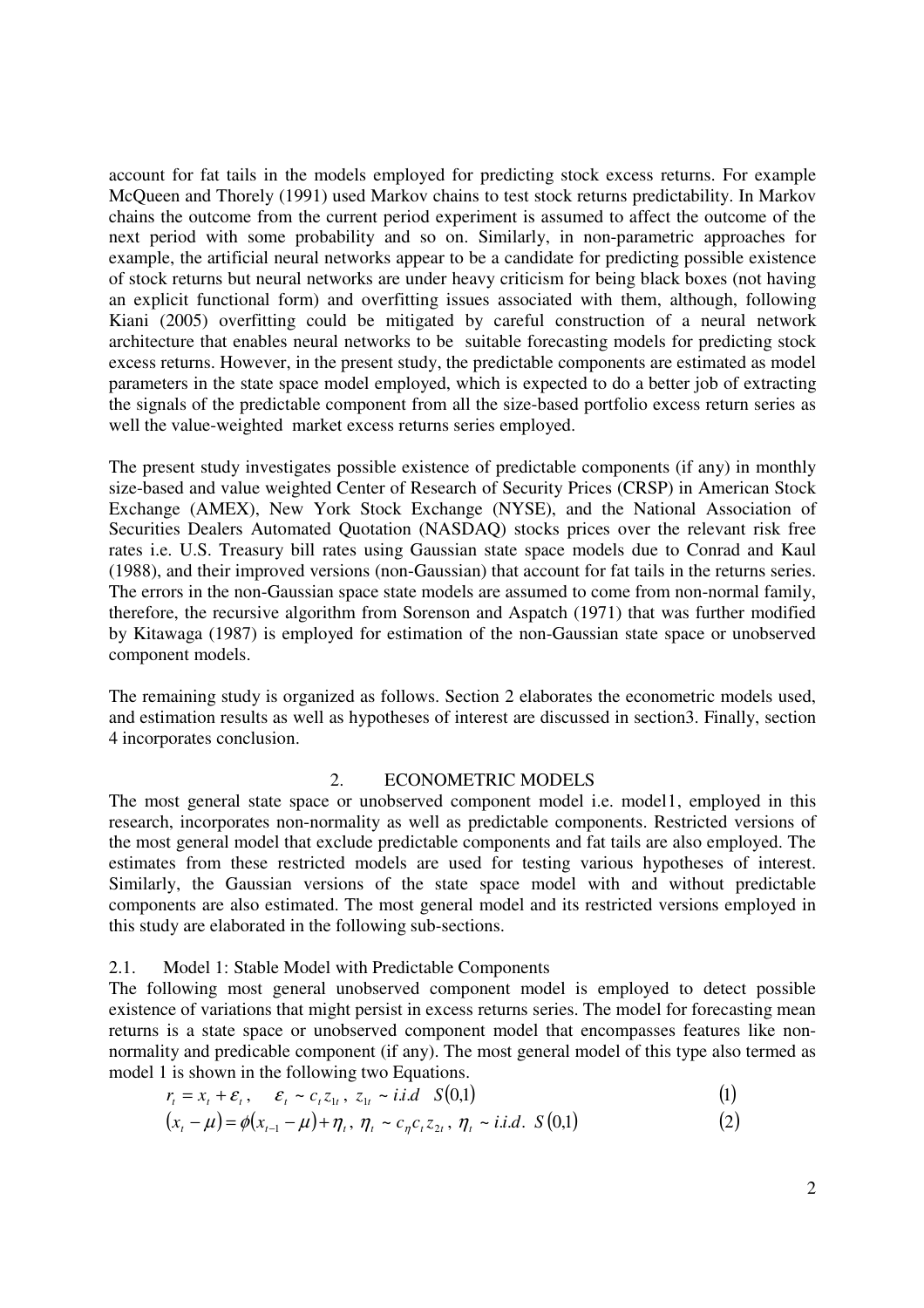account for fat tails in the models employed for predicting stock excess returns. For example McQueen and Thorely (1991) used Markov chains to test stock returns predictability. In Markov chains the outcome from the current period experiment is assumed to affect the outcome of the next period with some probability and so on. Similarly, in non-parametric approaches for example, the artificial neural networks appear to be a candidate for predicting possible existence of stock returns but neural networks are under heavy criticism for being black boxes (not having an explicit functional form) and overfitting issues associated with them, although, following Kiani (2005) overfitting could be mitigated by careful construction of a neural network architecture that enables neural networks to be suitable forecasting models for predicting stock excess returns. However, in the present study, the predictable components are estimated as model parameters in the state space model employed, which is expected to do a better job of extracting the signals of the predictable component from all the size-based portfolio excess return series as well the value-weighted market excess returns series employed.

The present study investigates possible existence of predictable components (if any) in monthly size-based and value weighted Center of Research of Security Prices (CRSP) in American Stock Exchange (AMEX), New York Stock Exchange (NYSE), and the National Association of Securities Dealers Automated Quotation (NASDAQ) stocks prices over the relevant risk free rates i.e. U.S. Treasury bill rates using Gaussian state space models due to Conrad and Kaul (1988), and their improved versions (non-Gaussian) that account for fat tails in the returns series. The errors in the non-Gaussian space state models are assumed to come from non-normal family, therefore, the recursive algorithm from Sorenson and Aspatch (1971) that was further modified by Kitawaga (1987) is employed for estimation of the non-Gaussian state space or unobserved component models.

The remaining study is organized as follows. Section 2 elaborates the econometric models used, and estimation results as well as hypotheses of interest are discussed in section3. Finally, section 4 incorporates conclusion.

## 2. ECONOMETRIC MODELS

The most general state space or unobserved component model i.e. model1, employed in this research, incorporates non-normality as well as predictable components. Restricted versions of the most general model that exclude predictable components and fat tails are also employed. The estimates from these restricted models are used for testing various hypotheses of interest. Similarly, the Gaussian versions of the state space model with and without predictable components are also estimated. The most general model and its restricted versions employed in this study are elaborated in the following sub-sections.

### 2.1. Model 1: Stable Model with Predictable Components

The following most general unobserved component model is employed to detect possible existence of variations that might persist in excess returns series. The model for forecasting mean returns is a state space or unobserved component model that encompasses features like non-normality and predicable component (if any). The most general model of this type also termed as model 1 is shown in the following two Equations.

$$r_t = x_t + \varepsilon_t, \quad \varepsilon_t \sim c_t z_{1t}, \; z_{1t} \sim i.i.d \;\; S(0,1) \tag{1}$$

$$(x_t - \mu) = \phi(x_{t-1} - \mu) + \eta_t, \; \eta_t \sim c_\eta c_t z_{2t}, \; \eta_t \sim i.i.d. \; S(0,1) \tag{2}$$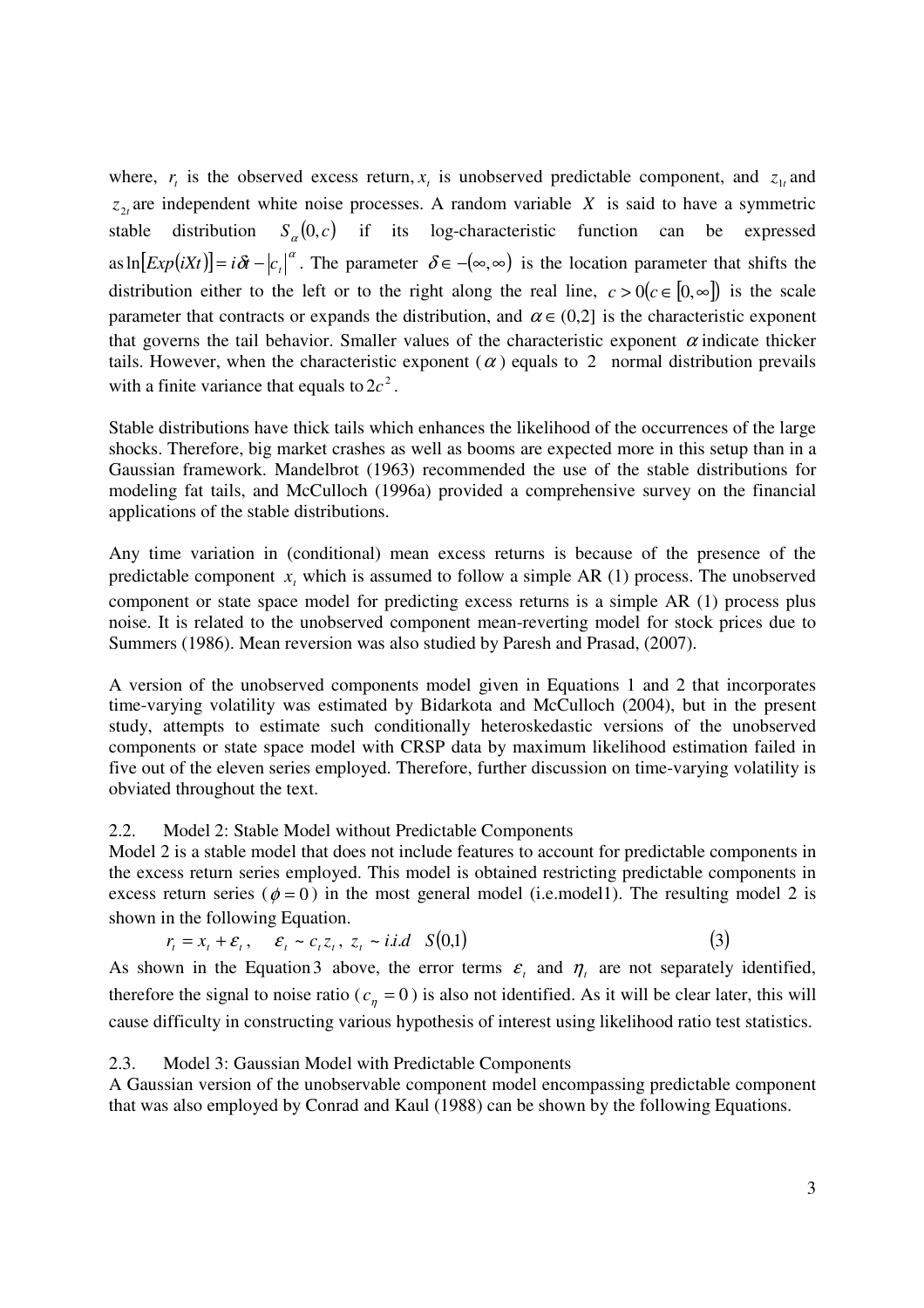where, $r_t$ is the observed excess return, $x_t$ is unobserved predictable component, and $z_{1t}$ and $z_{2t}$ are independent white noise processes. A random variable $X$ is said to have a symmetric stable distribution $S_\alpha(0,c)$ if its log-characteristic function can be expressed as $\ln[Exp(iXt)] = i\delta t - |c_t|^\alpha$. The parameter $\delta \in -(\infty, \infty)$ is the location parameter that shifts the distribution either to the left or to the right along the real line, $c > 0(c \in [0, \infty])$ is the scale parameter that contracts or expands the distribution, and $\alpha \in (0,2]$ is the characteristic exponent that governs the tail behavior. Smaller values of the characteristic exponent $\alpha$ indicate thicker tails. However, when the characteristic exponent ($\alpha$) equals to 2 normal distribution prevails with a finite variance that equals to $2c^2$.

Stable distributions have thick tails which enhances the likelihood of the occurrences of the large shocks. Therefore, big market crashes as well as booms are expected more in this setup than in a Gaussian framework. Mandelbrot (1963) recommended the use of the stable distributions for modeling fat tails, and McCulloch (1996a) provided a comprehensive survey on the financial applications of the stable distributions.

Any time variation in (conditional) mean excess returns is because of the presence of the predictable component $x_t$ which is assumed to follow a simple AR (1) process. The unobserved component or state space model for predicting excess returns is a simple AR (1) process plus noise. It is related to the unobserved component mean-reverting model for stock prices due to Summers (1986). Mean reversion was also studied by Paresh and Prasad, (2007).

A version of the unobserved components model given in Equations 1 and 2 that incorporates time-varying volatility was estimated by Bidarkota and McCulloch (2004), but in the present study, attempts to estimate such conditionally heteroskedastic versions of the unobserved components or state space model with CRSP data by maximum likelihood estimation failed in five out of the eleven series employed. Therefore, further discussion on time-varying volatility is obviated throughout the text.

## 2.2. Model 2: Stable Model without Predictable Components

Model 2 is a stable model that does not include features to account for predictable components in the excess return series employed. This model is obtained restricting predictable components in excess return series ($\phi = 0$) in the most general model (i.e.model1). The resulting model 2 is shown in the following Equation.

$$r_t = x_t + \varepsilon_t, \quad \varepsilon_t \sim c_t z_t,\ z_t \sim i.i.d \quad S(0,1) \tag{3}$$

As shown in the Equation 3 above, the error terms $\varepsilon_t$ and $\eta_t$ are not separately identified, therefore the signal to noise ratio ($c_\eta = 0$) is also not identified. As it will be clear later, this will cause difficulty in constructing various hypothesis of interest using likelihood ratio test statistics.

## 2.3. Model 3: Gaussian Model with Predictable Components

A Gaussian version of the unobservable component model encompassing predictable component that was also employed by Conrad and Kaul (1988) can be shown by the following Equations.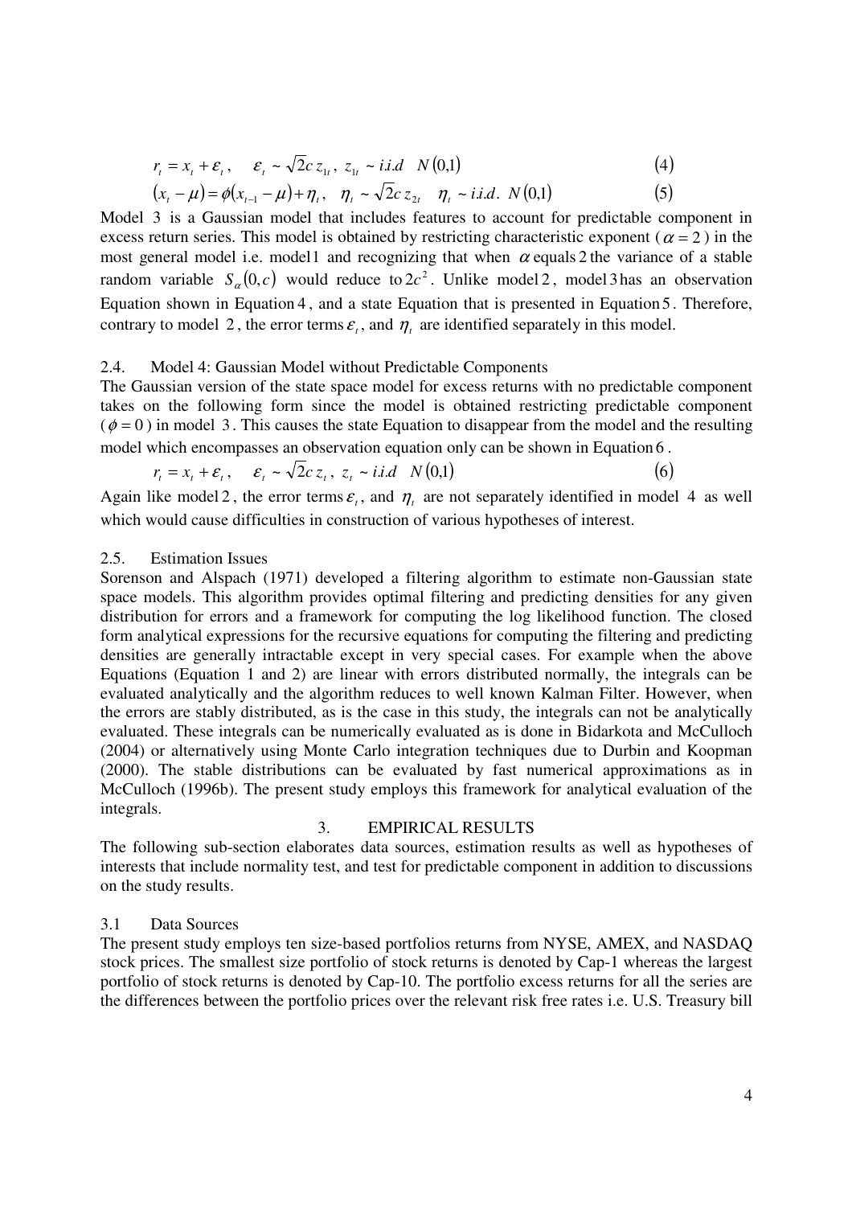$$r_t = x_t + \varepsilon_t, \quad \varepsilon_t \sim \sqrt{2}c\, z_{1t},\ z_{1t} \sim i.i.d \quad N(0,1) \tag{4}$$

$$(x_t - \mu) = \phi(x_{t-1} - \mu) + \eta_t, \quad \eta_t \sim \sqrt{2}c\, z_{2t} \quad \eta_t \sim i.i.d.\ N(0,1) \tag{5}$$

Model 3 is a Gaussian model that includes features to account for predictable component in excess return series. This model is obtained by restricting characteristic exponent ($\alpha = 2$) in the most general model i.e. model 1 and recognizing that when $\alpha$ equals 2 the variance of a stable random variable $S_\alpha(0,c)$ would reduce to $2c^2$. Unlike model 2, model 3 has an observation Equation shown in Equation 4, and a state Equation that is presented in Equation 5. Therefore, contrary to model 2, the error terms $\varepsilon_t$, and $\eta_t$ are identified separately in this model.

### 2.4. Model 4: Gaussian Model without Predictable Components

The Gaussian version of the state space model for excess returns with no predictable component takes on the following form since the model is obtained restricting predictable component ($\phi = 0$) in model 3. This causes the state Equation to disappear from the model and the resulting model which encompasses an observation equation only can be shown in Equation 6.

$$r_t = x_t + \varepsilon_t, \quad \varepsilon_t \sim \sqrt{2}c\, z_t,\ z_t \sim i.i.d \quad N(0,1) \tag{6}$$

Again like model 2, the error terms $\varepsilon_t$, and $\eta_t$ are not separately identified in model 4 as well which would cause difficulties in construction of various hypotheses of interest.

### 2.5. Estimation Issues

Sorenson and Alspach (1971) developed a filtering algorithm to estimate non-Gaussian state space models. This algorithm provides optimal filtering and predicting densities for any given distribution for errors and a framework for computing the log likelihood function. The closed form analytical expressions for the recursive equations for computing the filtering and predicting densities are generally intractable except in very special cases. For example when the above Equations (Equation 1 and 2) are linear with errors distributed normally, the integrals can be evaluated analytically and the algorithm reduces to well known Kalman Filter. However, when the errors are stably distributed, as is the case in this study, the integrals can not be analytically evaluated. These integrals can be numerically evaluated as is done in Bidarkota and McCulloch (2004) or alternatively using Monte Carlo integration techniques due to Durbin and Koopman (2000). The stable distributions can be evaluated by fast numerical approximations as in McCulloch (1996b). The present study employs this framework for analytical evaluation of the integrals.

## 3. EMPIRICAL RESULTS

The following sub-section elaborates data sources, estimation results as well as hypotheses of interests that include normality test, and test for predictable component in addition to discussions on the study results.

### 3.1 Data Sources

The present study employs ten size-based portfolios returns from NYSE, AMEX, and NASDAQ stock prices. The smallest size portfolio of stock returns is denoted by Cap-1 whereas the largest portfolio of stock returns is denoted by Cap-10. The portfolio excess returns for all the series are the differences between the portfolio prices over the relevant risk free rates i.e. U.S. Treasury bill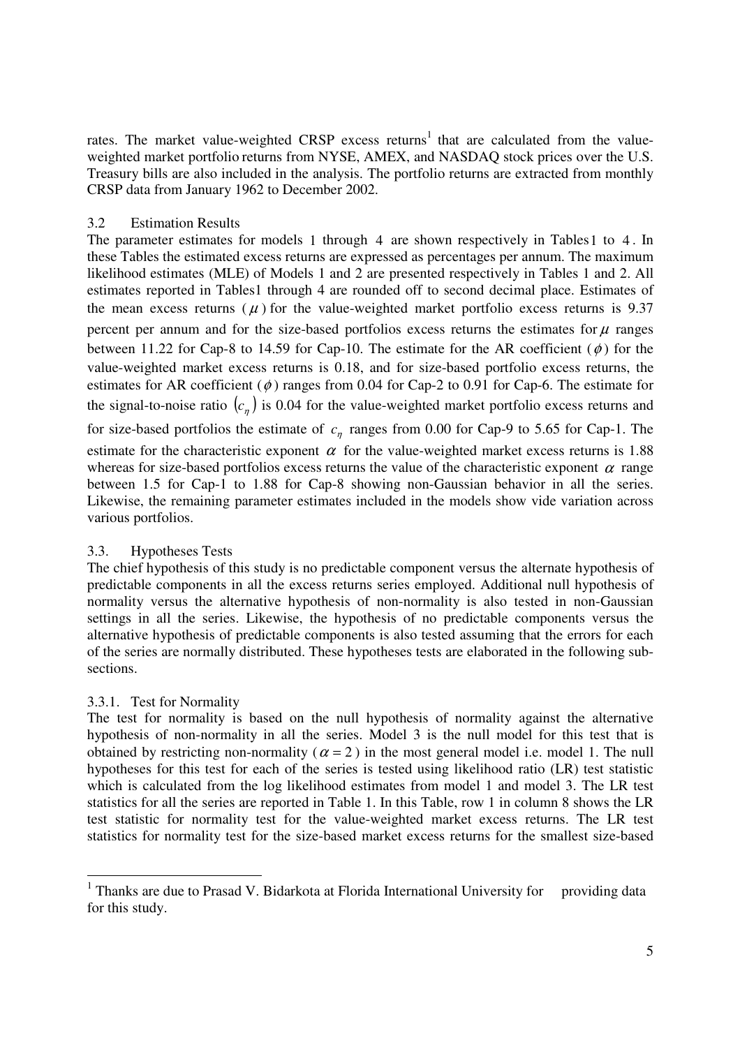rates. The market value-weighted CRSP excess returns[1] that are calculated from the value-weighted market portfolio returns from NYSE, AMEX, and NASDAQ stock prices over the U.S. Treasury bills are also included in the analysis. The portfolio returns are extracted from monthly CRSP data from January 1962 to December 2002.

### 3.2 Estimation Results

The parameter estimates for models 1 through 4 are shown respectively in Tables 1 to 4. In these Tables the estimated excess returns are expressed as percentages per annum. The maximum likelihood estimates (MLE) of Models 1 and 2 are presented respectively in Tables 1 and 2. All estimates reported in Tables1 through 4 are rounded off to second decimal place. Estimates of the mean excess returns ($\mu$) for the value-weighted market portfolio excess returns is 9.37 percent per annum and for the size-based portfolios excess returns the estimates for $\mu$ ranges between 11.22 for Cap-8 to 14.59 for Cap-10. The estimate for the AR coefficient ($\phi$) for the value-weighted market excess returns is 0.18, and for size-based portfolio excess returns, the estimates for AR coefficient ($\phi$) ranges from 0.04 for Cap-2 to 0.91 for Cap-6. The estimate for the signal-to-noise ratio $(c_\eta)$ is 0.04 for the value-weighted market portfolio excess returns and for size-based portfolios the estimate of $c_\eta$ ranges from 0.00 for Cap-9 to 5.65 for Cap-1. The estimate for the characteristic exponent $\alpha$ for the value-weighted market excess returns is 1.88 whereas for size-based portfolios excess returns the value of the characteristic exponent $\alpha$ range between 1.5 for Cap-1 to 1.88 for Cap-8 showing non-Gaussian behavior in all the series. Likewise, the remaining parameter estimates included in the models show vide variation across various portfolios.

### 3.3. Hypotheses Tests

The chief hypothesis of this study is no predictable component versus the alternate hypothesis of predictable components in all the excess returns series employed. Additional null hypothesis of normality versus the alternative hypothesis of non-normality is also tested in non-Gaussian settings in all the series. Likewise, the hypothesis of no predictable components versus the alternative hypothesis of predictable components is also tested assuming that the errors for each of the series are normally distributed. These hypotheses tests are elaborated in the following sub-sections.

#### 3.3.1. Test for Normality

The test for normality is based on the null hypothesis of normality against the alternative hypothesis of non-normality in all the series. Model 3 is the null model for this test that is obtained by restricting non-normality ($\alpha = 2$) in the most general model i.e. model 1. The null hypotheses for this test for each of the series is tested using likelihood ratio (LR) test statistic which is calculated from the log likelihood estimates from model 1 and model 3. The LR test statistics for all the series are reported in Table 1. In this Table, row 1 in column 8 shows the LR test statistic for normality test for the value-weighted market excess returns. The LR test statistics for normality test for the size-based market excess returns for the smallest size-based

---

[1] Thanks are due to Prasad V. Bidarkota at Florida International University for providing data for this study.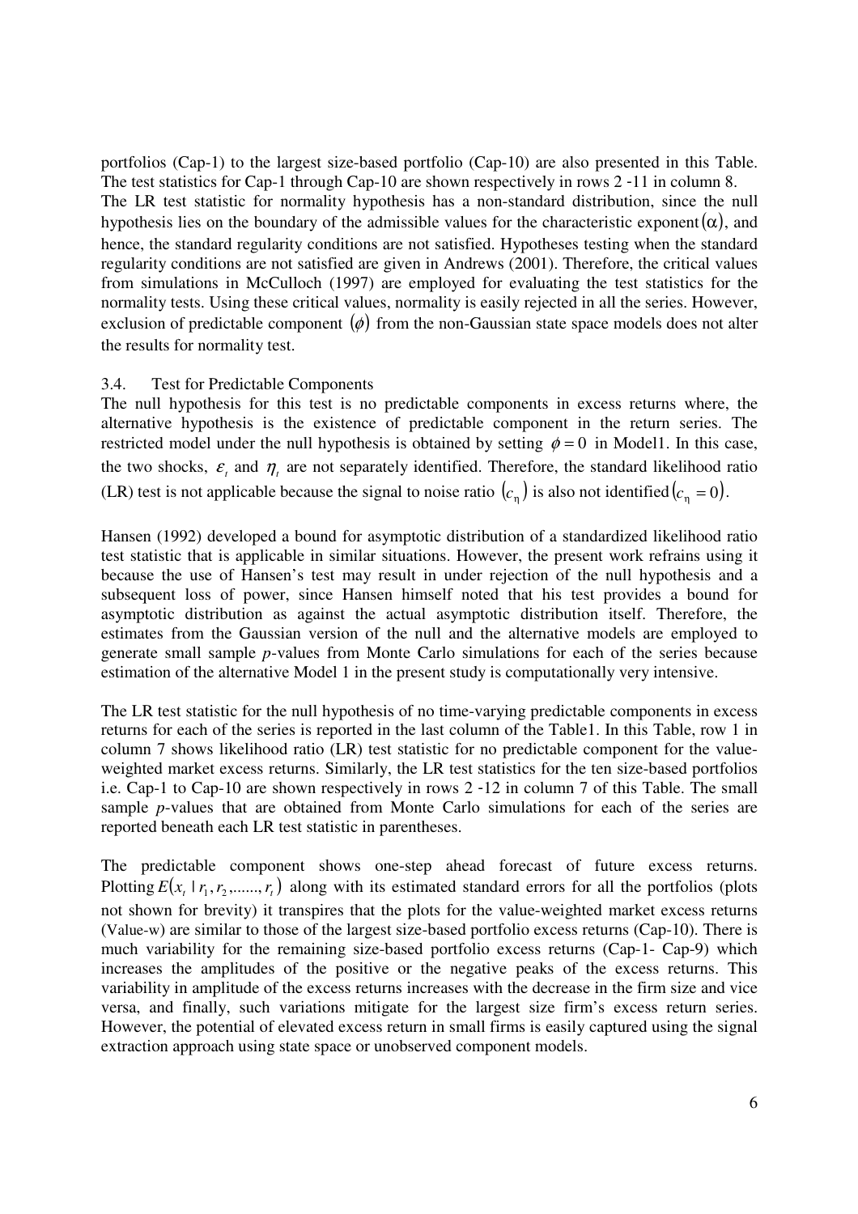portfolios (Cap-1) to the largest size-based portfolio (Cap-10) are also presented in this Table. The test statistics for Cap-1 through Cap-10 are shown respectively in rows 2 -11 in column 8.

The LR test statistic for normality hypothesis has a non-standard distribution, since the null hypothesis lies on the boundary of the admissible values for the characteristic exponent $(\alpha)$, and hence, the standard regularity conditions are not satisfied. Hypotheses testing when the standard regularity conditions are not satisfied are given in Andrews (2001). Therefore, the critical values from simulations in McCulloch (1997) are employed for evaluating the test statistics for the normality tests. Using these critical values, normality is easily rejected in all the series. However, exclusion of predictable component $(\phi)$ from the non-Gaussian state space models does not alter the results for normality test.

### 3.4. Test for Predictable Components

The null hypothesis for this test is no predictable components in excess returns where, the alternative hypothesis is the existence of predictable component in the return series. The restricted model under the null hypothesis is obtained by setting $\phi = 0$ in Model1. In this case, the two shocks, $\varepsilon_t$ and $\eta_t$ are not separately identified. Therefore, the standard likelihood ratio (LR) test is not applicable because the signal to noise ratio $(c_\eta)$ is also not identified $(c_\eta = 0)$.

Hansen (1992) developed a bound for asymptotic distribution of a standardized likelihood ratio test statistic that is applicable in similar situations. However, the present work refrains using it because the use of Hansen's test may result in under rejection of the null hypothesis and a subsequent loss of power, since Hansen himself noted that his test provides a bound for asymptotic distribution as against the actual asymptotic distribution itself. Therefore, the estimates from the Gaussian version of the null and the alternative models are employed to generate small sample *p*-values from Monte Carlo simulations for each of the series because estimation of the alternative Model 1 in the present study is computationally very intensive.

The LR test statistic for the null hypothesis of no time-varying predictable components in excess returns for each of the series is reported in the last column of the Table1. In this Table, row 1 in column 7 shows likelihood ratio (LR) test statistic for no predictable component for the value-weighted market excess returns. Similarly, the LR test statistics for the ten size-based portfolios i.e. Cap-1 to Cap-10 are shown respectively in rows 2 -12 in column 7 of this Table. The small sample *p*-values that are obtained from Monte Carlo simulations for each of the series are reported beneath each LR test statistic in parentheses.

The predictable component shows one-step ahead forecast of future excess returns. Plotting $E(x_t \mid r_1, r_2, ......, r_t)$ along with its estimated standard errors for all the portfolios (plots not shown for brevity) it transpires that the plots for the value-weighted market excess returns (Value-w) are similar to those of the largest size-based portfolio excess returns (Cap-10). There is much variability for the remaining size-based portfolio excess returns (Cap-1- Cap-9) which increases the amplitudes of the positive or the negative peaks of the excess returns. This variability in amplitude of the excess returns increases with the decrease in the firm size and vice versa, and finally, such variations mitigate for the largest size firm's excess return series. However, the potential of elevated excess return in small firms is easily captured using the signal extraction approach using state space or unobserved component models.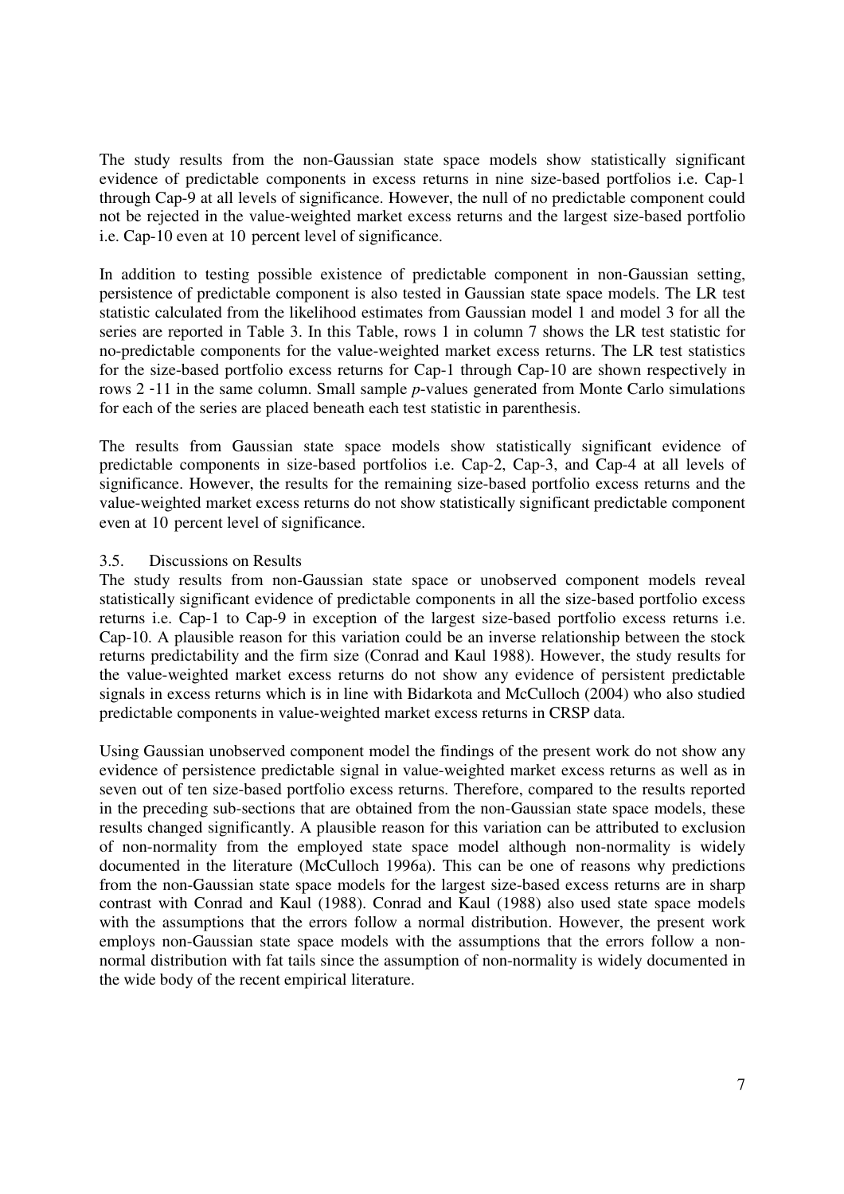The study results from the non-Gaussian state space models show statistically significant evidence of predictable components in excess returns in nine size-based portfolios i.e. Cap-1 through Cap-9 at all levels of significance. However, the null of no predictable component could not be rejected in the value-weighted market excess returns and the largest size-based portfolio i.e. Cap-10 even at 10 percent level of significance.

In addition to testing possible existence of predictable component in non-Gaussian setting, persistence of predictable component is also tested in Gaussian state space models. The LR test statistic calculated from the likelihood estimates from Gaussian model 1 and model 3 for all the series are reported in Table 3. In this Table, rows 1 in column 7 shows the LR test statistic for no-predictable components for the value-weighted market excess returns. The LR test statistics for the size-based portfolio excess returns for Cap-1 through Cap-10 are shown respectively in rows 2 -11 in the same column. Small sample *p*-values generated from Monte Carlo simulations for each of the series are placed beneath each test statistic in parenthesis.

The results from Gaussian state space models show statistically significant evidence of predictable components in size-based portfolios i.e. Cap-2, Cap-3, and Cap-4 at all levels of significance. However, the results for the remaining size-based portfolio excess returns and the value-weighted market excess returns do not show statistically significant predictable component even at 10 percent level of significance.

### 3.5. Discussions on Results

The study results from non-Gaussian state space or unobserved component models reveal statistically significant evidence of predictable components in all the size-based portfolio excess returns i.e. Cap-1 to Cap-9 in exception of the largest size-based portfolio excess returns i.e. Cap-10. A plausible reason for this variation could be an inverse relationship between the stock returns predictability and the firm size (Conrad and Kaul 1988). However, the study results for the value-weighted market excess returns do not show any evidence of persistent predictable signals in excess returns which is in line with Bidarkota and McCulloch (2004) who also studied predictable components in value-weighted market excess returns in CRSP data.

Using Gaussian unobserved component model the findings of the present work do not show any evidence of persistence predictable signal in value-weighted market excess returns as well as in seven out of ten size-based portfolio excess returns. Therefore, compared to the results reported in the preceding sub-sections that are obtained from the non-Gaussian state space models, these results changed significantly. A plausible reason for this variation can be attributed to exclusion of non-normality from the employed state space model although non-normality is widely documented in the literature (McCulloch 1996a). This can be one of reasons why predictions from the non-Gaussian state space models for the largest size-based excess returns are in sharp contrast with Conrad and Kaul (1988). Conrad and Kaul (1988) also used state space models with the assumptions that the errors follow a normal distribution. However, the present work employs non-Gaussian state space models with the assumptions that the errors follow a non-normal distribution with fat tails since the assumption of non-normality is widely documented in the wide body of the recent empirical literature.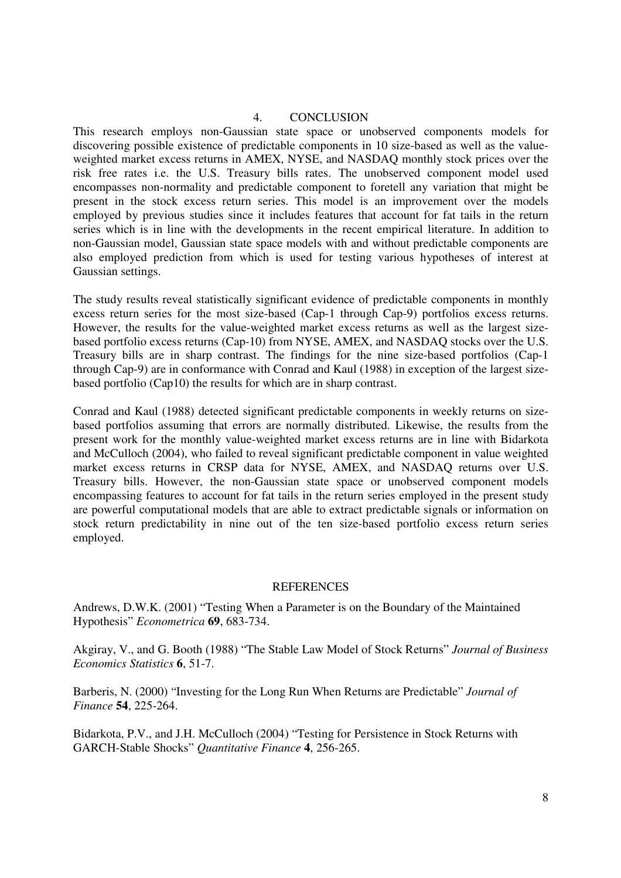## 4. CONCLUSION

This research employs non-Gaussian state space or unobserved components models for discovering possible existence of predictable components in 10 size-based as well as the value-weighted market excess returns in AMEX, NYSE, and NASDAQ monthly stock prices over the risk free rates i.e. the U.S. Treasury bills rates. The unobserved component model used encompasses non-normality and predictable component to foretell any variation that might be present in the stock excess return series. This model is an improvement over the models employed by previous studies since it includes features that account for fat tails in the return series which is in line with the developments in the recent empirical literature. In addition to non-Gaussian model, Gaussian state space models with and without predictable components are also employed prediction from which is used for testing various hypotheses of interest at Gaussian settings.

The study results reveal statistically significant evidence of predictable components in monthly excess return series for the most size-based (Cap-1 through Cap-9) portfolios excess returns. However, the results for the value-weighted market excess returns as well as the largest size-based portfolio excess returns (Cap-10) from NYSE, AMEX, and NASDAQ stocks over the U.S. Treasury bills are in sharp contrast. The findings for the nine size-based portfolios (Cap-1 through Cap-9) are in conformance with Conrad and Kaul (1988) in exception of the largest size-based portfolio (Cap10) the results for which are in sharp contrast.

Conrad and Kaul (1988) detected significant predictable components in weekly returns on size-based portfolios assuming that errors are normally distributed. Likewise, the results from the present work for the monthly value-weighted market excess returns are in line with Bidarkota and McCulloch (2004), who failed to reveal significant predictable component in value weighted market excess returns in CRSP data for NYSE, AMEX, and NASDAQ returns over U.S. Treasury bills. However, the non-Gaussian state space or unobserved component models encompassing features to account for fat tails in the return series employed in the present study are powerful computational models that are able to extract predictable signals or information on stock return predictability in nine out of the ten size-based portfolio excess return series employed.

## REFERENCES

Andrews, D.W.K. (2001) "Testing When a Parameter is on the Boundary of the Maintained Hypothesis" *Econometrica* **69**, 683-734.

Akgiray, V., and G. Booth (1988) "The Stable Law Model of Stock Returns" *Journal of Business Economics Statistics* **6**, 51-7.

Barberis, N. (2000) "Investing for the Long Run When Returns are Predictable" *Journal of Finance* **54**, 225-264.

Bidarkota, P.V., and J.H. McCulloch (2004) "Testing for Persistence in Stock Returns with GARCH-Stable Shocks" *Quantitative Finance* **4**, 256-265.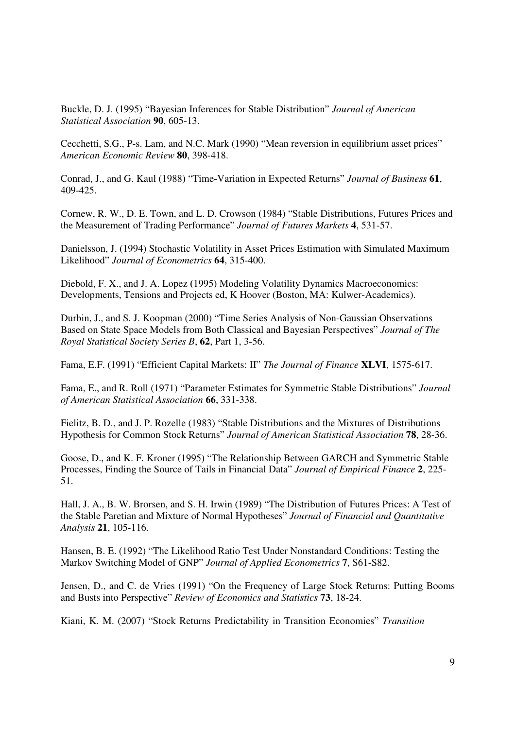Buckle, D. J. (1995) "Bayesian Inferences for Stable Distribution" *Journal of American Statistical Association* **90**, 605-13.

Cecchetti, S.G., P-s. Lam, and N.C. Mark (1990) "Mean reversion in equilibrium asset prices" *American Economic Review* **80**, 398-418.

Conrad, J., and G. Kaul (1988) "Time-Variation in Expected Returns" *Journal of Business* **61**, 409-425.

Cornew, R. W., D. E. Town, and L. D. Crowson (1984) "Stable Distributions, Futures Prices and the Measurement of Trading Performance" *Journal of Futures Markets* **4**, 531-57.

Danielsson, J. (1994) Stochastic Volatility in Asset Prices Estimation with Simulated Maximum Likelihood" *Journal of Econometrics* **64**, 315-400.

Diebold, F. X., and J. A. Lopez (1995) Modeling Volatility Dynamics Macroeconomics: Developments, Tensions and Projects ed, K Hoover (Boston, MA: Kulwer-Academics).

Durbin, J., and S. J. Koopman (2000) "Time Series Analysis of Non-Gaussian Observations Based on State Space Models from Both Classical and Bayesian Perspectives" *Journal of The Royal Statistical Society Series B*, **62**, Part 1, 3-56.

Fama, E.F. (1991) "Efficient Capital Markets: II" *The Journal of Finance* **XLVI**, 1575-617.

Fama, E., and R. Roll (1971) "Parameter Estimates for Symmetric Stable Distributions" *Journal of American Statistical Association* **66**, 331-338.

Fielitz, B. D., and J. P. Rozelle (1983) "Stable Distributions and the Mixtures of Distributions Hypothesis for Common Stock Returns" *Journal of American Statistical Association* **78**, 28-36.

Goose, D., and K. F. Kroner (1995) "The Relationship Between GARCH and Symmetric Stable Processes, Finding the Source of Tails in Financial Data" *Journal of Empirical Finance* **2**, 225-51.

Hall, J. A., B. W. Brorsen, and S. H. Irwin (1989) "The Distribution of Futures Prices: A Test of the Stable Paretian and Mixture of Normal Hypotheses" *Journal of Financial and Quantitative Analysis* **21**, 105-116.

Hansen, B. E. (1992) "The Likelihood Ratio Test Under Nonstandard Conditions: Testing the Markov Switching Model of GNP" *Journal of Applied Econometrics* **7**, S61-S82.

Jensen, D., and C. de Vries (1991) "On the Frequency of Large Stock Returns: Putting Booms and Busts into Perspective" *Review of Economics and Statistics* **73**, 18-24.

Kiani, K. M. (2007) "Stock Returns Predictability in Transition Economies" *Transition*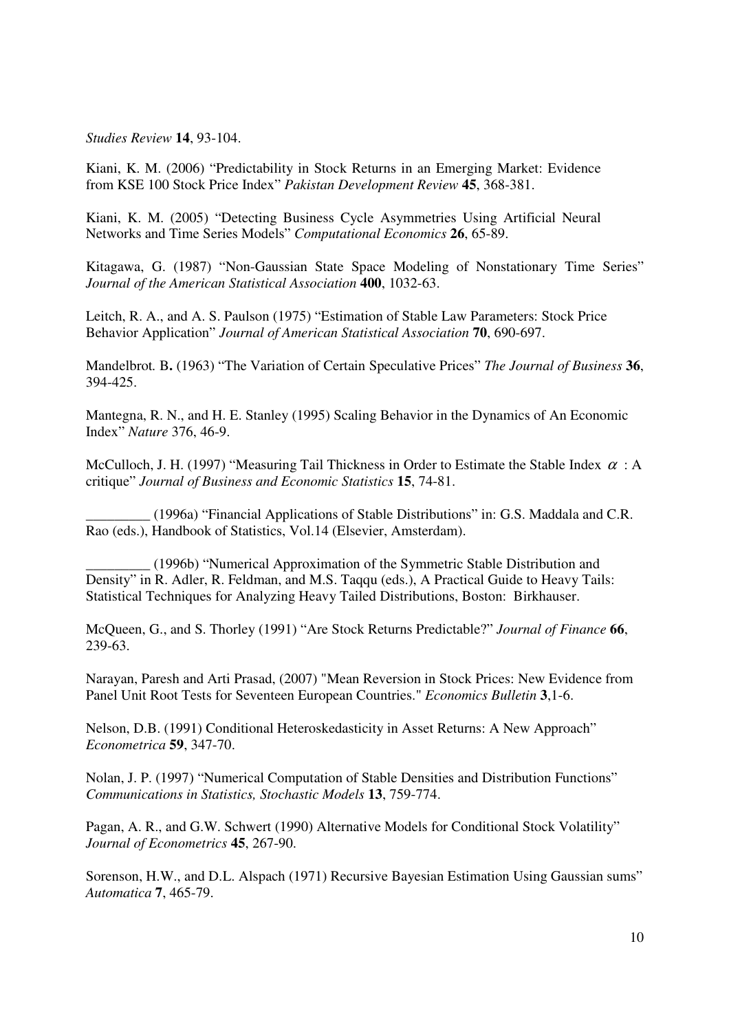*Studies Review* **14**, 93-104.

Kiani, K. M. (2006) "Predictability in Stock Returns in an Emerging Market: Evidence from KSE 100 Stock Price Index" *Pakistan Development Review* **45**, 368-381.

Kiani, K. M. (2005) "Detecting Business Cycle Asymmetries Using Artificial Neural Networks and Time Series Models" *Computational Economics* **26**, 65-89.

Kitagawa, G. (1987) "Non-Gaussian State Space Modeling of Nonstationary Time Series" *Journal of the American Statistical Association* **400**, 1032-63.

Leitch, R. A., and A. S. Paulson (1975) "Estimation of Stable Law Parameters: Stock Price Behavior Application" *Journal of American Statistical Association* **70**, 690-697.

Mandelbrot. B**.** (1963) "The Variation of Certain Speculative Prices" *The Journal of Business* **36**, 394-425.

Mantegna, R. N., and H. E. Stanley (1995) Scaling Behavior in the Dynamics of An Economic Index" *Nature* 376, 46-9.

McCulloch, J. H. (1997) "Measuring Tail Thickness in Order to Estimate the Stable Index $\alpha$ : A critique" *Journal of Business and Economic Statistics* **15**, 74-81.

_________ (1996a) "Financial Applications of Stable Distributions" in: G.S. Maddala and C.R. Rao (eds.), Handbook of Statistics, Vol.14 (Elsevier, Amsterdam).

_________ (1996b) "Numerical Approximation of the Symmetric Stable Distribution and Density" in R. Adler, R. Feldman, and M.S. Taqqu (eds.), A Practical Guide to Heavy Tails: Statistical Techniques for Analyzing Heavy Tailed Distributions, Boston: Birkhauser.

McQueen, G., and S. Thorley (1991) "Are Stock Returns Predictable?" *Journal of Finance* **66**, 239-63.

Narayan, Paresh and Arti Prasad, (2007) "Mean Reversion in Stock Prices: New Evidence from Panel Unit Root Tests for Seventeen European Countries." *Economics Bulletin* **3**,1-6.

Nelson, D.B. (1991) Conditional Heteroskedasticity in Asset Returns: A New Approach" *Econometrica* **59**, 347-70.

Nolan, J. P. (1997) "Numerical Computation of Stable Densities and Distribution Functions" *Communications in Statistics, Stochastic Models* **13**, 759-774.

Pagan, A. R., and G.W. Schwert (1990) Alternative Models for Conditional Stock Volatility" *Journal of Econometrics* **45**, 267-90.

Sorenson, H.W., and D.L. Alspach (1971) Recursive Bayesian Estimation Using Gaussian sums" *Automatica* **7**, 465-79.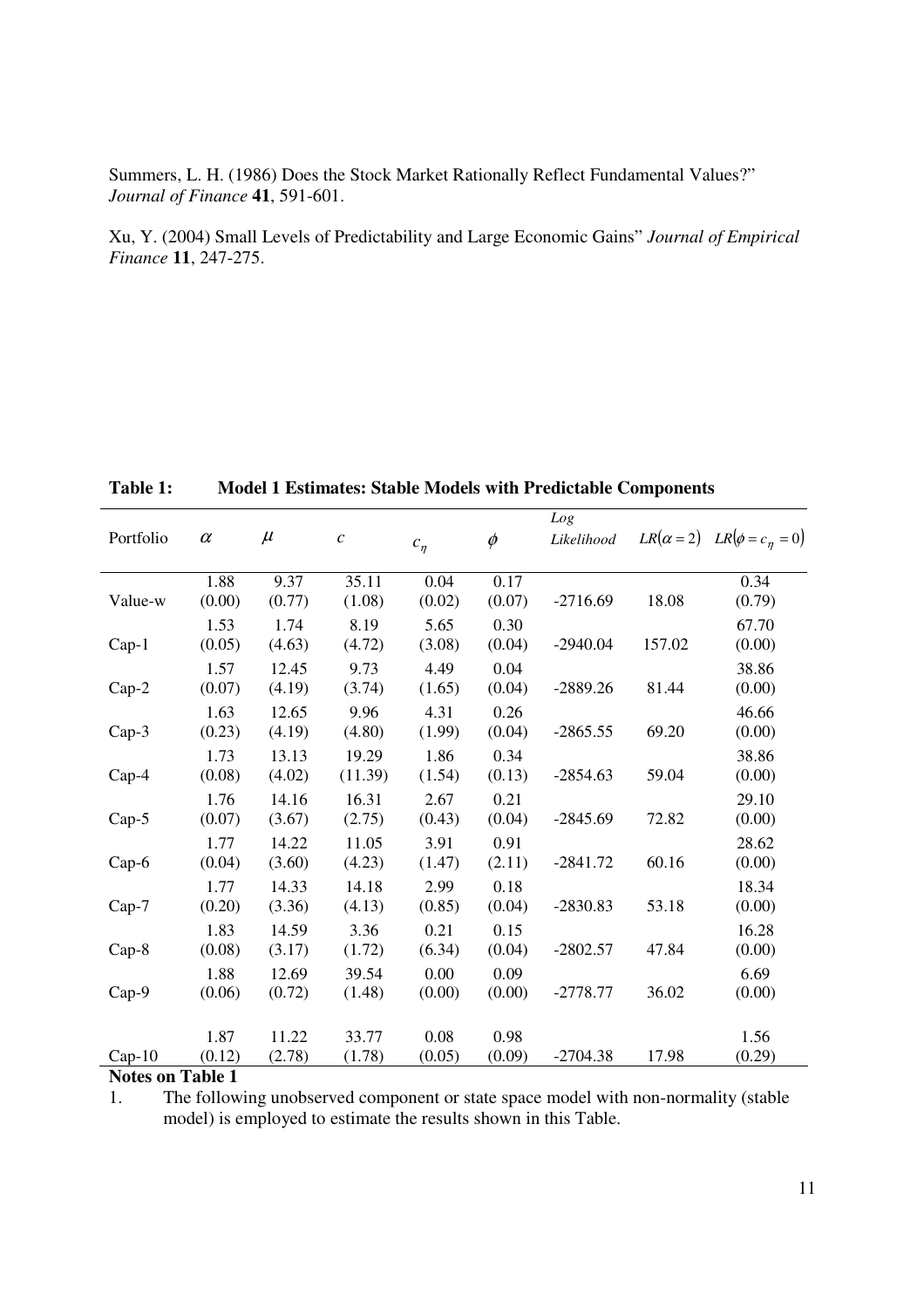Summers, L. H. (1986) Does the Stock Market Rationally Reflect Fundamental Values?" *Journal of Finance* **41**, 591-601.

Xu, Y. (2004) Small Levels of Predictability and Large Economic Gains" *Journal of Empirical Finance* **11**, 247-275.

**Table 1: Model 1 Estimates: Stable Models with Predictable Components**

| Portfolio | $\alpha$ | $\mu$ | $c$ | $c_{\eta}$ | $\phi$ | *Log Likelihood* | $LR(\alpha = 2)$ | $LR(\phi = c_{\eta} = 0)$ |
|---|---|---|---|---|---|---|---|---|
| Value-w | 1.88 (0.00) | 9.37 (0.77) | 35.11 (1.08) | 0.04 (0.02) | 0.17 (0.07) | -2716.69 | 18.08 | 0.34 (0.79) |
| Cap-1 | 1.53 (0.05) | 1.74 (4.63) | 8.19 (4.72) | 5.65 (3.08) | 0.30 (0.04) | -2940.04 | 157.02 | 67.70 (0.00) |
| Cap-2 | 1.57 (0.07) | 12.45 (4.19) | 9.73 (3.74) | 4.49 (1.65) | 0.04 (0.04) | -2889.26 | 81.44 | 38.86 (0.00) |
| Cap-3 | 1.63 (0.23) | 12.65 (4.19) | 9.96 (4.80) | 4.31 (1.99) | 0.26 (0.04) | -2865.55 | 69.20 | 46.66 (0.00) |
| Cap-4 | 1.73 (0.08) | 13.13 (4.02) | 19.29 (11.39) | 1.86 (1.54) | 0.34 (0.13) | -2854.63 | 59.04 | 38.86 (0.00) |
| Cap-5 | 1.76 (0.07) | 14.16 (3.67) | 16.31 (2.75) | 2.67 (0.43) | 0.21 (0.04) | -2845.69 | 72.82 | 29.10 (0.00) |
| Cap-6 | 1.77 (0.04) | 14.22 (3.60) | 11.05 (4.23) | 3.91 (1.47) | 0.91 (2.11) | -2841.72 | 60.16 | 28.62 (0.00) |
| Cap-7 | 1.77 (0.20) | 14.33 (3.36) | 14.18 (4.13) | 2.99 (0.85) | 0.18 (0.04) | -2830.83 | 53.18 | 18.34 (0.00) |
| Cap-8 | 1.83 (0.08) | 14.59 (3.17) | 3.36 (1.72) | 0.21 (6.34) | 0.15 (0.04) | -2802.57 | 47.84 | 16.28 (0.00) |
| Cap-9 | 1.88 (0.06) | 12.69 (0.72) | 39.54 (1.48) | 0.00 (0.00) | 0.09 (0.00) | -2778.77 | 36.02 | 6.69 (0.00) |
| Cap-10 | 1.87 (0.12) | 11.22 (2.78) | 33.77 (1.78) | 0.08 (0.05) | 0.98 (0.09) | -2704.38 | 17.98 | 1.56 (0.29) |

**Notes on Table 1**

1. The following unobserved component or state space model with non-normality (stable model) is employed to estimate the results shown in this Table.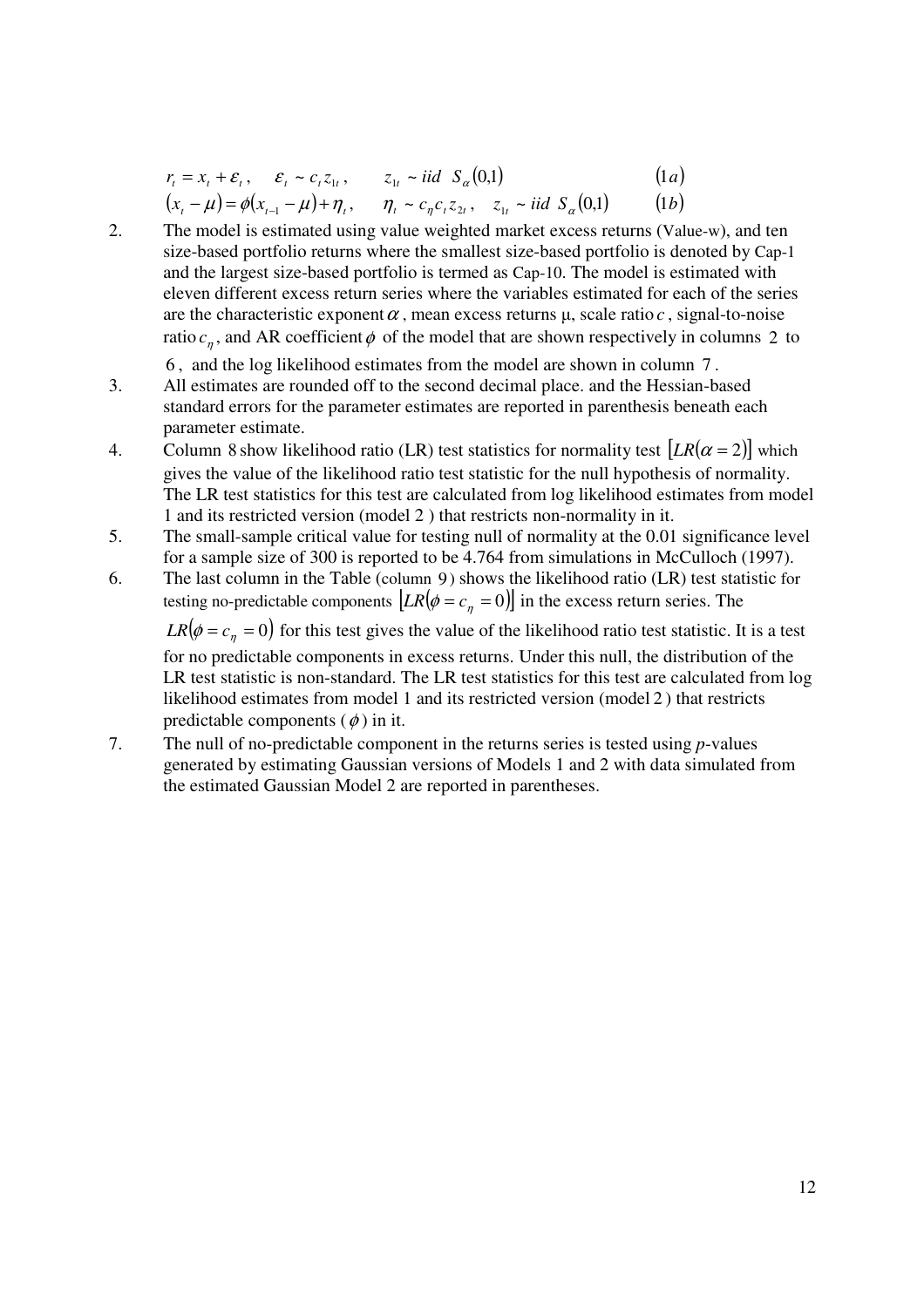$$r_t = x_t + \varepsilon_t, \quad \varepsilon_t \sim c_t z_{1t}, \quad z_{1t} \sim iid \;\; S_\alpha(0,1) \qquad (1a)$$

$$(x_t - \mu) = \phi(x_{t-1} - \mu) + \eta_t, \quad \eta_t \sim c_\eta c_t z_{2t}, \quad z_{1t} \sim iid \;\; S_\alpha(0,1) \qquad (1b)$$

2. The model is estimated using value weighted market excess returns (Value-w), and ten size-based portfolio returns where the smallest size-based portfolio is denoted by Cap-1 and the largest size-based portfolio is termed as Cap-10. The model is estimated with eleven different excess return series where the variables estimated for each of the series are the characteristic exponent $\alpha$, mean excess returns μ, scale ratio $c$, signal-to-noise ratio $c_\eta$, and AR coefficient $\phi$ of the model that are shown respectively in columns 2 to 6, and the log likelihood estimates from the model are shown in column 7.
3. All estimates are rounded off to the second decimal place. and the Hessian-based standard errors for the parameter estimates are reported in parenthesis beneath each parameter estimate.
4. Column 8 show likelihood ratio (LR) test statistics for normality test $[LR(\alpha = 2)]$ which gives the value of the likelihood ratio test statistic for the null hypothesis of normality. The LR test statistics for this test are calculated from log likelihood estimates from model 1 and its restricted version (model 2) that restricts non-normality in it.
5. The small-sample critical value for testing null of normality at the 0.01 significance level for a sample size of 300 is reported to be 4.764 from simulations in McCulloch (1997).
6. The last column in the Table (column 9) shows the likelihood ratio (LR) test statistic for testing no-predictable components $[LR(\phi = c_\eta = 0)]$ in the excess return series. The $LR(\phi = c_\eta = 0)$ for this test gives the value of the likelihood ratio test statistic. It is a test for no predictable components in excess returns. Under this null, the distribution of the LR test statistic is non-standard. The LR test statistics for this test are calculated from log likelihood estimates from model 1 and its restricted version (model 2) that restricts predictable components ($\phi$) in it.
7. The null of no-predictable component in the returns series is tested using *p*-values generated by estimating Gaussian versions of Models 1 and 2 with data simulated from the estimated Gaussian Model 2 are reported in parentheses.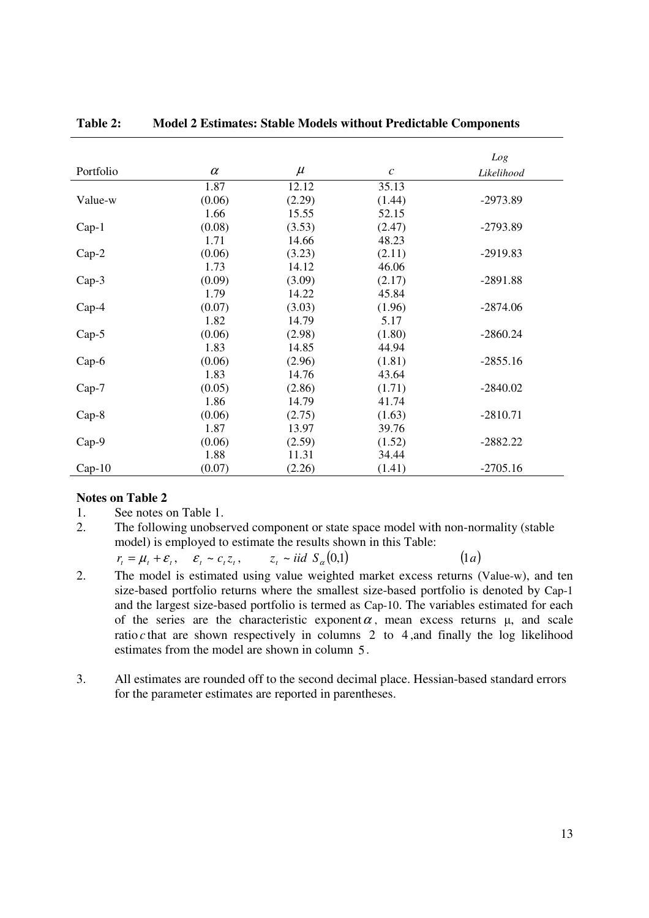**Table 2: Model 2 Estimates: Stable Models without Predictable Components**

| Portfolio | $\alpha$ | $\mu$ | $c$ | *Log Likelihood* |
|---|---|---|---|---|
| Value-w | 1.87 (0.06) | 12.12 (2.29) | 35.13 (1.44) | -2973.89 |
| Cap-1 | 1.66 (0.08) | 15.55 (3.53) | 52.15 (2.47) | -2793.89 |
| Cap-2 | 1.71 (0.06) | 14.66 (3.23) | 48.23 (2.11) | -2919.83 |
| Cap-3 | 1.73 (0.09) | 14.12 (3.09) | 46.06 (2.17) | -2891.88 |
| Cap-4 | 1.79 (0.07) | 14.22 (3.03) | 45.84 (1.96) | -2874.06 |
| Cap-5 | 1.82 (0.06) | 14.79 (2.98) | 5.17 (1.80) | -2860.24 |
| Cap-6 | 1.83 (0.06) | 14.85 (2.96) | 44.94 (1.81) | -2855.16 |
| Cap-7 | 1.83 (0.05) | 14.76 (2.86) | 43.64 (1.71) | -2840.02 |
| Cap-8 | 1.86 (0.06) | 14.79 (2.75) | 41.74 (1.63) | -2810.71 |
| Cap-9 | 1.87 (0.06) | 13.97 (2.59) | 39.76 (1.52) | -2882.22 |
| Cap-10 | 1.88 (0.07) | 11.31 (2.26) | 34.44 (1.41) | -2705.16 |

**Notes on Table 2**

1. See notes on Table 1.
2. The following unobserved component or state space model with non-normality (stable model) is employed to estimate the results shown in this Table:

$$r_t = \mu_t + \varepsilon_t, \quad \varepsilon_t \sim c_t z_t, \quad z_t \sim iid\ S_\alpha(0,1) \qquad (1a)$$

2. The model is estimated using value weighted market excess returns (Value-w), and ten size-based portfolio returns where the smallest size-based portfolio is denoted by Cap-1 and the largest size-based portfolio is termed as Cap-10. The variables estimated for each of the series are the characteristic exponent $\alpha$, mean excess returns $\mu$, and scale ratio $c$ that are shown respectively in columns 2 to 4, and finally the log likelihood estimates from the model are shown in column 5.

3. All estimates are rounded off to the second decimal place. Hessian-based standard errors for the parameter estimates are reported in parentheses.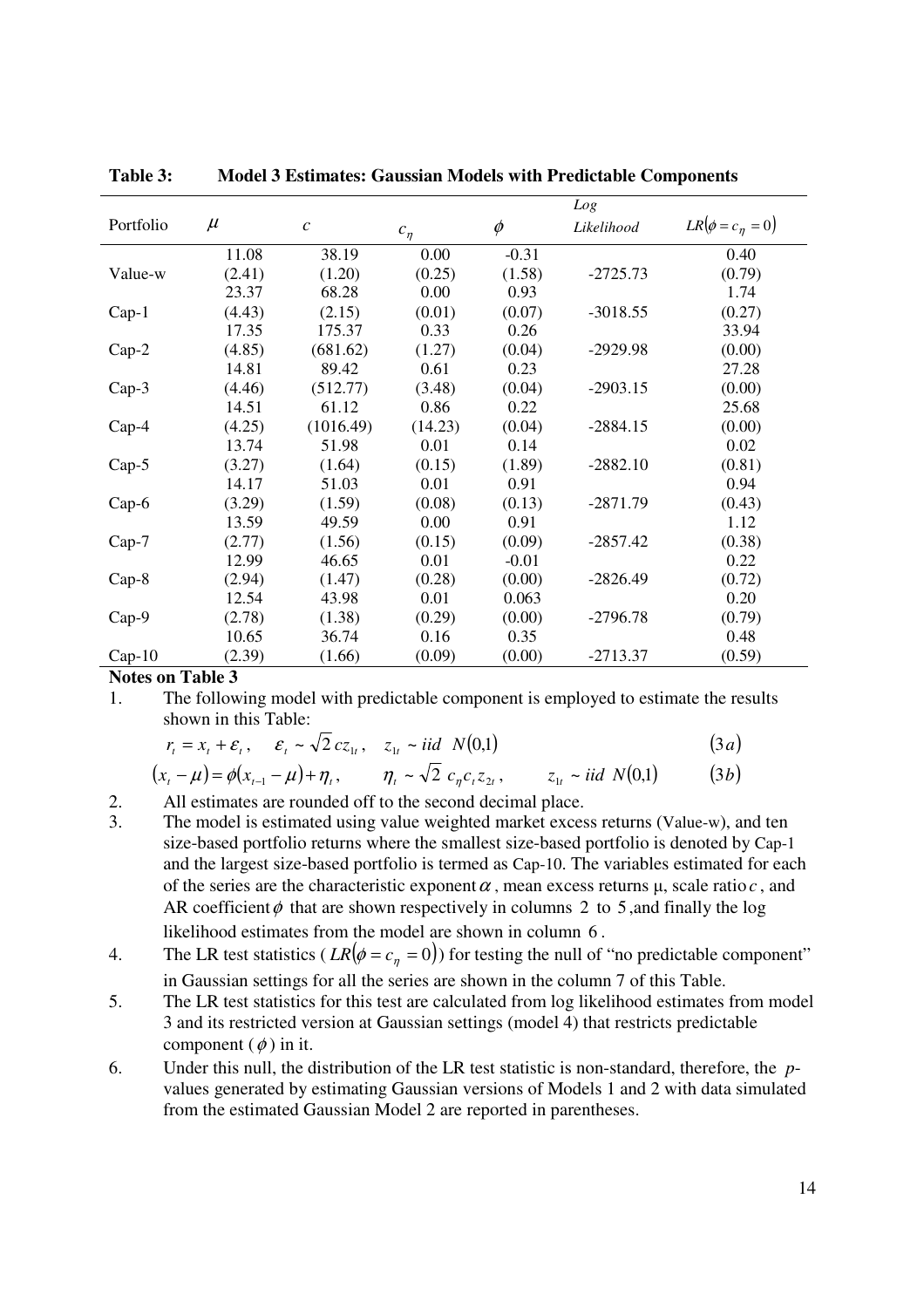**Table 3: Model 3 Estimates: Gaussian Models with Predictable Components**

| Portfolio | $\mu$ | $c$ | $c_\eta$ | $\phi$ | *Log Likelihood* | $LR(\phi = c_\eta = 0)$ |
|---|---|---|---|---|---|---|
| | 11.08 | 38.19 | 0.00 | -0.31 | | 0.40 |
| Value-w | (2.41) | (1.20) | (0.25) | (1.58) | -2725.73 | (0.79) |
| | 23.37 | 68.28 | 0.00 | 0.93 | | 1.74 |
| Cap-1 | (4.43) | (2.15) | (0.01) | (0.07) | -3018.55 | (0.27) |
| | 17.35 | 175.37 | 0.33 | 0.26 | | 33.94 |
| Cap-2 | (4.85) | (681.62) | (1.27) | (0.04) | -2929.98 | (0.00) |
| | 14.81 | 89.42 | 0.61 | 0.23 | | 27.28 |
| Cap-3 | (4.46) | (512.77) | (3.48) | (0.04) | -2903.15 | (0.00) |
| | 14.51 | 61.12 | 0.86 | 0.22 | | 25.68 |
| Cap-4 | (4.25) | (1016.49) | (14.23) | (0.04) | -2884.15 | (0.00) |
| | 13.74 | 51.98 | 0.01 | 0.14 | | 0.02 |
| Cap-5 | (3.27) | (1.64) | (0.15) | (1.89) | -2882.10 | (0.81) |
| | 14.17 | 51.03 | 0.01 | 0.91 | | 0.94 |
| Cap-6 | (3.29) | (1.59) | (0.08) | (0.13) | -2871.79 | (0.43) |
| | 13.59 | 49.59 | 0.00 | 0.91 | | 1.12 |
| Cap-7 | (2.77) | (1.56) | (0.15) | (0.09) | -2857.42 | (0.38) |
| | 12.99 | 46.65 | 0.01 | -0.01 | | 0.22 |
| Cap-8 | (2.94) | (1.47) | (0.28) | (0.00) | -2826.49 | (0.72) |
| | 12.54 | 43.98 | 0.01 | 0.063 | | 0.20 |
| Cap-9 | (2.78) | (1.38) | (0.29) | (0.00) | -2796.78 | (0.79) |
| | 10.65 | 36.74 | 0.16 | 0.35 | | 0.48 |
| Cap-10 | (2.39) | (1.66) | (0.09) | (0.00) | -2713.37 | (0.59) |

**Notes on Table 3**

1. The following model with predictable component is employed to estimate the results shown in this Table:

$$r_t = x_t + \varepsilon_t, \quad \varepsilon_t \sim \sqrt{2}\, c z_{1t}, \quad z_{1t} \sim iid \;\; N(0,1) \qquad (3a)$$

$$(x_t - \mu) = \phi(x_{t-1} - \mu) + \eta_t, \qquad \eta_t \sim \sqrt{2}\; c_\eta c_t z_{2t}, \qquad z_{1t} \sim iid \;\; N(0,1) \qquad (3b)$$

2. All estimates are rounded off to the second decimal place.
3. The model is estimated using value weighted market excess returns (Value-w), and ten size-based portfolio returns where the smallest size-based portfolio is denoted by Cap-1 and the largest size-based portfolio is termed as Cap-10. The variables estimated for each of the series are the characteristic exponent $\alpha$, mean excess returns μ, scale ratio $c$, and AR coefficient $\phi$ that are shown respectively in columns 2 to 5, and finally the log likelihood estimates from the model are shown in column 6.
4. The LR test statistics ($LR(\phi = c_\eta = 0)$) for testing the null of "no predictable component" in Gaussian settings for all the series are shown in the column 7 of this Table.
5. The LR test statistics for this test are calculated from log likelihood estimates from model 3 and its restricted version at Gaussian settings (model 4) that restricts predictable component ($\phi$) in it.
6. Under this null, the distribution of the LR test statistic is non-standard, therefore, the $p$-values generated by estimating Gaussian versions of Models 1 and 2 with data simulated from the estimated Gaussian Model 2 are reported in parentheses.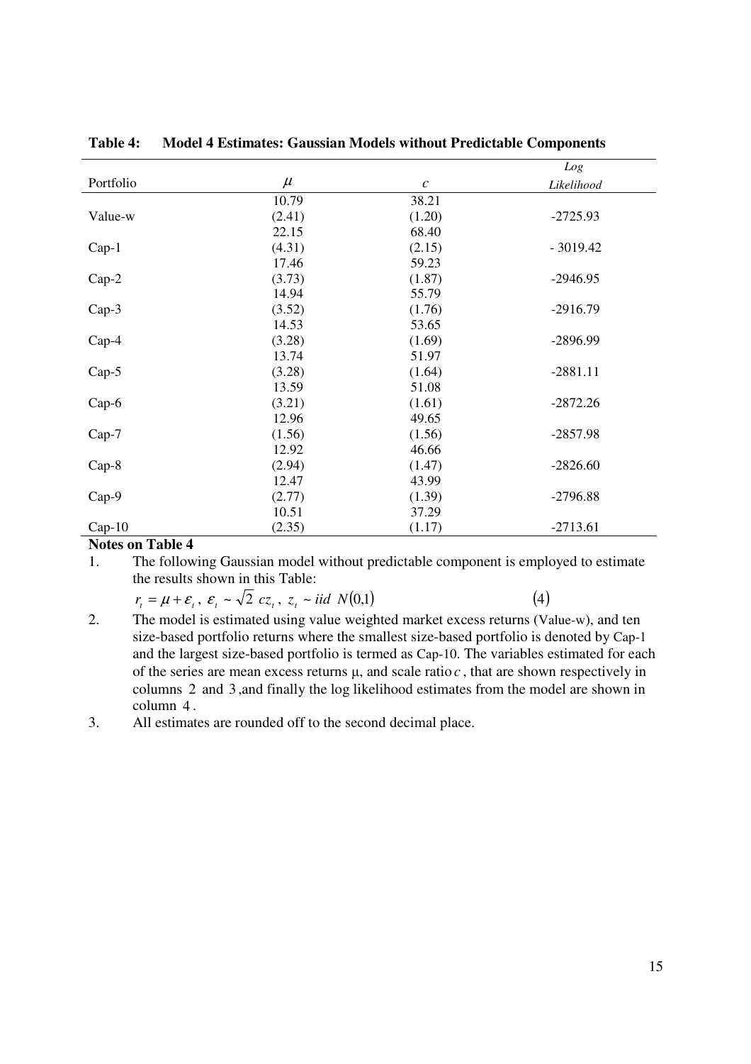**Table 4: Model 4 Estimates: Gaussian Models without Predictable Components**

| Portfolio | $\mu$ | $c$ | *Log Likelihood* |
|---|---|---|---|
| Value-w | 10.79<br>(2.41) | 38.21<br>(1.20) | -2725.93 |
| Cap-1 | 22.15<br>(4.31) | 68.40<br>(2.15) | - 3019.42 |
| Cap-2 | 17.46<br>(3.73) | 59.23<br>(1.87) | -2946.95 |
| Cap-3 | 14.94<br>(3.52) | 55.79<br>(1.76) | -2916.79 |
| Cap-4 | 14.53<br>(3.28) | 53.65<br>(1.69) | -2896.99 |
| Cap-5 | 13.74<br>(3.28) | 51.97<br>(1.64) | -2881.11 |
| Cap-6 | 13.59<br>(3.21) | 51.08<br>(1.61) | -2872.26 |
| Cap-7 | 12.96<br>(1.56) | 49.65<br>(1.56) | -2857.98 |
| Cap-8 | 12.92<br>(2.94) | 46.66<br>(1.47) | -2826.60 |
| Cap-9 | 12.47<br>(2.77) | 43.99<br>(1.39) | -2796.88 |
| Cap-10 | 10.51<br>(2.35) | 37.29<br>(1.17) | -2713.61 |

**Notes on Table 4**

1. The following Gaussian model without predictable component is employed to estimate the results shown in this Table:

$$r_t = \mu + \varepsilon_t, \; \varepsilon_t \sim \sqrt{2}\; cz_t, \; z_t \sim iid\; N(0,1) \qquad (4)$$

2. The model is estimated using value weighted market excess returns (Value-w), and ten size-based portfolio returns where the smallest size-based portfolio is denoted by Cap-1 and the largest size-based portfolio is termed as Cap-10. The variables estimated for each of the series are mean excess returns μ, and scale ratio $c$, that are shown respectively in columns 2 and 3, and finally the log likelihood estimates from the model are shown in column 4.
3. All estimates are rounded off to the second decimal place.